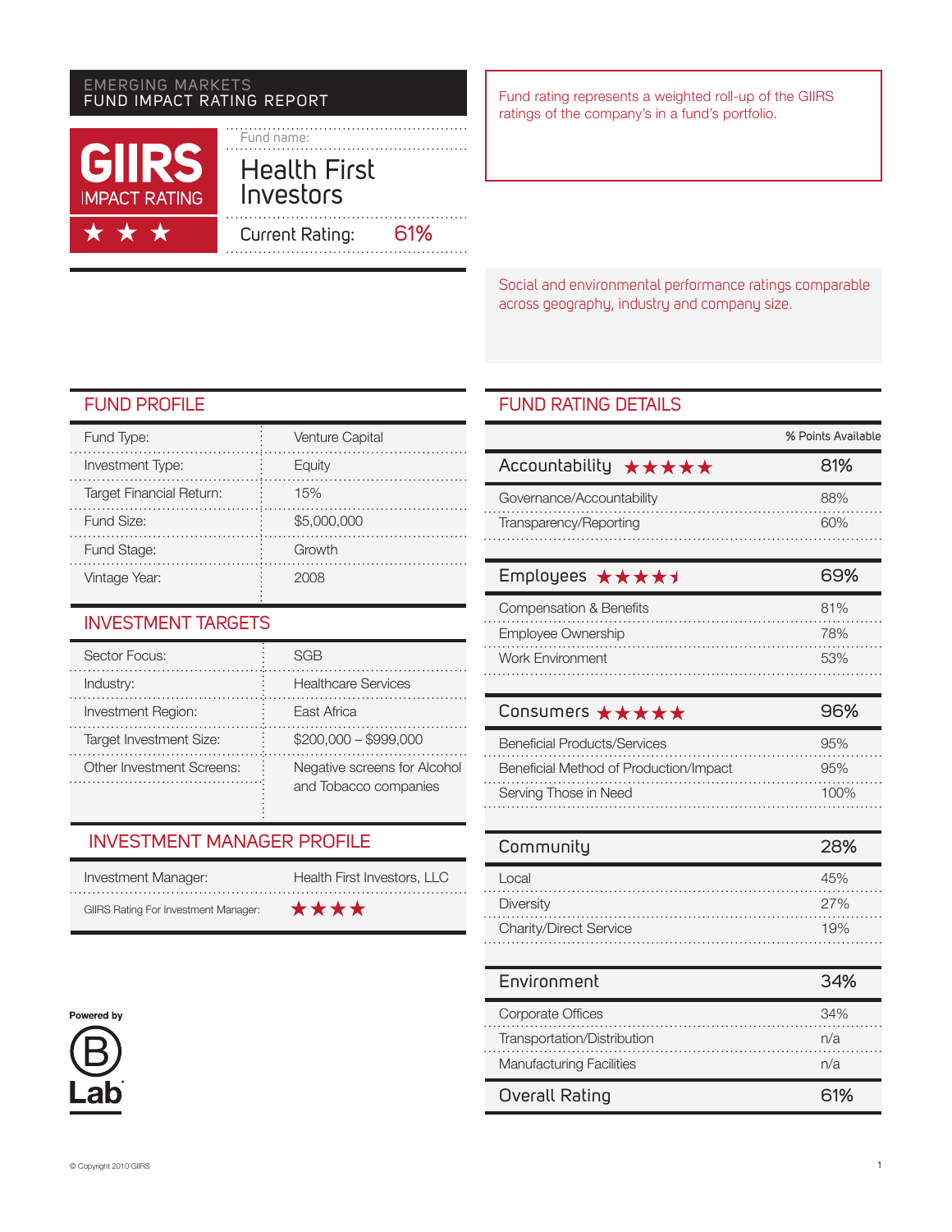# EMERGING MARKETS FUND IMPACT RATING REPORT

**GIIRS IMPACT RATING** ★★★

Fund name: **Health First Investors**

Current Rating: 61%

Fund rating represents a weighted roll-up of the GIIRS ratings of the company's in a fund's portfolio.

Social and environmental performance ratings comparable across geography, industry and company size.

## FUND PROFILE

| | |
|---|---|
| Fund Type: | Venture Capital |
| Investment Type: | Equity |
| Target Financial Return: | 15% |
| Fund Size: | $5,000,000 |
| Fund Stage: | Growth |
| Vintage Year: | 2008 |

## INVESTMENT TARGETS

| | |
|---|---|
| Sector Focus: | SGB |
| Industry: | Healthcare Services |
| Investment Region: | East Africa |
| Target Investment Size: | $200,000 – $999,000 |
| Other Investment Screens: | Negative screens for Alcohol and Tobacco companies |

## INVESTMENT MANAGER PROFILE

| | |
|---|---|
| Investment Manager: | Health First Investors, LLC |
| GIIRS Rating For Investment Manager: | ★★★★ |

Powered by B Lab

## FUND RATING DETAILS

| | % Points Available |
|---|---|
| **Accountability** ★★★★★ | **81%** |
| Governance/Accountability | 88% |
| Transparency/Reporting | 60% |
| **Employees** ★★★★½ | **69%** |
| Compensation & Benefits | 81% |
| Employee Ownership | 78% |
| Work Environment | 53% |
| **Consumers** ★★★★★ | **96%** |
| Beneficial Products/Services | 95% |
| Beneficial Method of Production/Impact | 95% |
| Serving Those in Need | 100% |
| **Community** | **28%** |
| Local | 45% |
| Diversity | 27% |
| Charity/Direct Service | 19% |
| **Environment** | **34%** |
| Corporate Offices | 34% |
| Transportation/Distribution | n/a |
| Manufacturing Facilities | n/a |
| **Overall Rating** | **61%** |

© Copyright 2010 GIIRS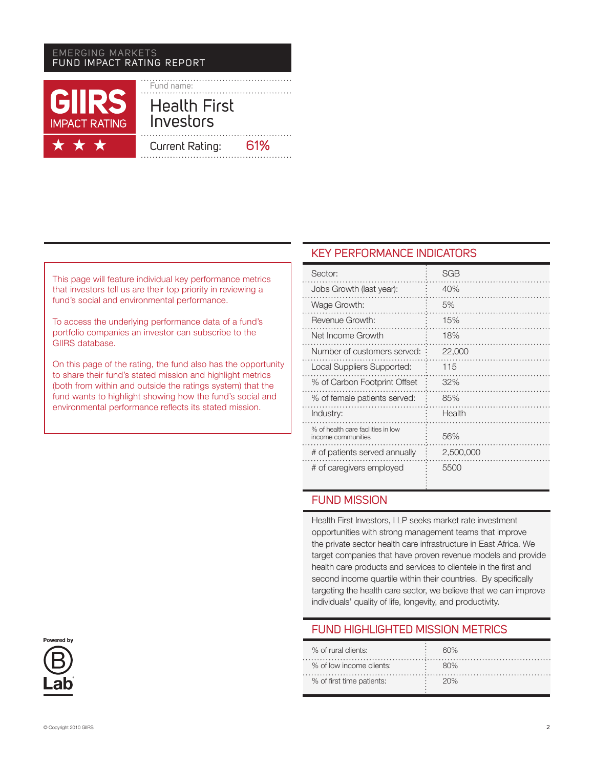EMERGING MARKETS
FUND IMPACT RATING REPORT

**GIIRS IMPACT RATING** ★ ★ ★

Fund name:

# Health First Investors

Current Rating: 61%

This page will feature individual key performance metrics that investors tell us are their top priority in reviewing a fund's social and environmental performance.

To access the underlying performance data of a fund's portfolio companies an investor can subscribe to the GIIRS database.

On this page of the rating, the fund also has the opportunity to share their fund's stated mission and highlight metrics (both from within and outside the ratings system) that the fund wants to highlight showing how the fund's social and environmental performance reflects its stated mission.

## KEY PERFORMANCE INDICATORS

| | |
|---|---|
| Sector: | SGB |
| Jobs Growth (last year): | 40% |
| Wage Growth: | 5% |
| Revenue Growth: | 15% |
| Net Income Growth | 18% |
| Number of customers served: | 22,000 |
| Local Suppliers Supported: | 115 |
| % of Carbon Footprint Offset | 32% |
| % of female patients served: | 85% |
| Industry: | Health |
| % of health care facilities in low income communities | 56% |
| # of patients served annually | 2,500,000 |
| # of caregivers employed | 5500 |

## FUND MISSION

Health First Investors, I LP seeks market rate investment opportunities with strong management teams that improve the private sector health care infrastructure in East Africa. We target companies that have proven revenue models and provide health care products and services to clientele in the first and second income quartile within their countries. By specifically targeting the health care sector, we believe that we can improve individuals' quality of life, longevity, and productivity.

## FUND HIGHLIGHTED MISSION METRICS

| | |
|---|---|
| % of rural clients: | 60% |
| % of low income clients: | 80% |
| % of first time patients: | 20% |

Powered by B Lab

© Copyright 2010 GIIRS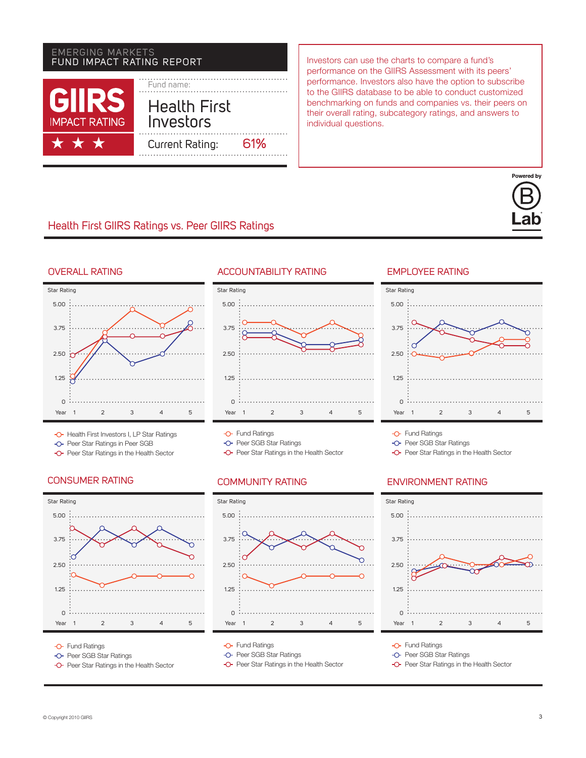EMERGING MARKETS
FUND IMPACT RATING REPORT

**GIIRS** IMPACT RATING ★ ★ ★

Fund name:

# Health First Investors

Current Rating: 61%

Investors can use the charts to compare a fund's performance on the GIIRS Assessment with its peers' performance. Investors also have the option to subscribe to the GIIRS database to be able to conduct customized benchmarking on funds and companies vs. their peers on their overall rating, subcategory ratings, and answers to individual questions.

Powered by B Lab

## Health First GIIRS Ratings vs. Peer GIIRS Ratings

### OVERALL RATING

Star Rating: 0, 1.25, 2.50, 3.75, 5.00
Year: 1, 2, 3, 4, 5

- Health First Investors I, LP Star Ratings
- Peer Star Ratings in Peer SGB
- Peer Star Ratings in the Health Sector

### ACCOUNTABILITY RATING

Star Rating: 0, 1.25, 2.50, 3.75, 5.00
Year: 1, 2, 3, 4, 5

- Fund Ratings
- Peer SGB Star Ratings
- Peer Star Ratings in the Health Sector

### EMPLOYEE RATING

Star Rating: 0, 1.25, 2.50, 3.75, 5.00
Year: 1, 2, 3, 4, 5

- Fund Ratings
- Peer SGB Star Ratings
- Peer Star Ratings in the Health Sector

### CONSUMER RATING

Star Rating: 0, 1.25, 2.50, 3.75, 5.00
Year: 1, 2, 3, 4, 5

- Fund Ratings
- Peer SGB Star Ratings
- Peer Star Ratings in the Health Sector

### COMMUNITY RATING

Star Rating: 0, 1.25, 2.50, 3.75, 5.00
Year: 1, 2, 3, 4, 5

- Fund Ratings
- Peer SGB Star Ratings
- Peer Star Ratings in the Health Sector

### ENVIRONMENT RATING

Star Rating: 0, 1.25, 2.50, 3.75, 5.00
Year: 1, 2, 3, 4, 5

- Fund Ratings
- Peer SGB Star Ratings
- Peer Star Ratings in the Health Sector

© Copyright 2010 GIIRS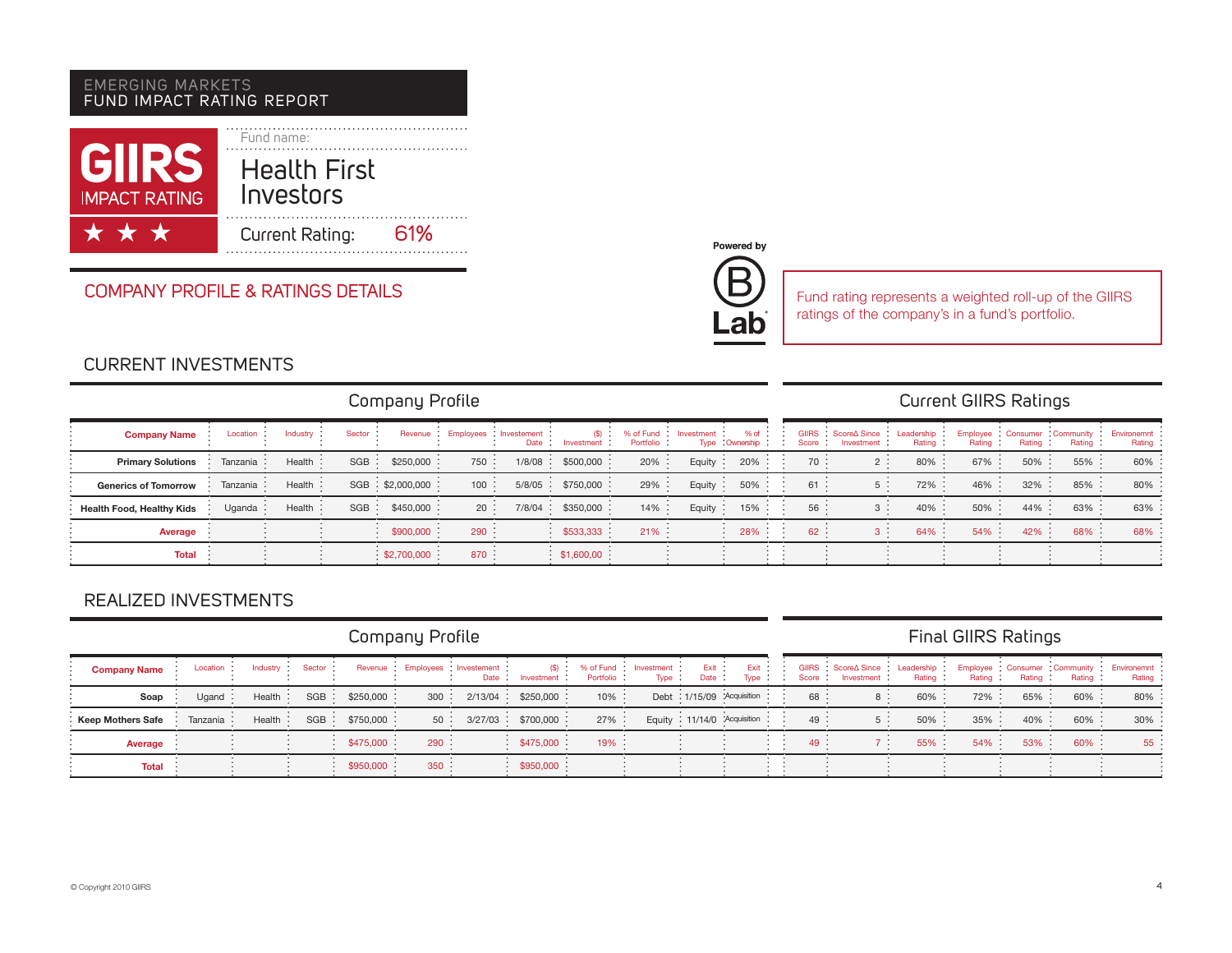EMERGING MARKETS
FUND IMPACT RATING REPORT

**GIIRS**
IMPACT RATING
★ ★ ★

Fund name:

# Health First Investors

Current Rating: 61%

Powered by B Lab

## COMPANY PROFILE & RATINGS DETAILS

Fund rating represents a weighted roll-up of the GIIRS ratings of the company's in a fund's portfolio.

### CURRENT INVESTMENTS

| Company Profile | | | | | | | | | | | Current GIIRS Ratings | | | | | | |
|---|---|---|---|---|---|---|---|---|---|---|---|---|---|---|---|---|---|
| **Company Name** | Location | Industry | Sector | Revenue | Employees | Investement Date | ($) Investment | % of Fund Portfolio | Investment Type | % of Ownership | GIIRS Score | ScoreΔ Since Investment | Leadership Rating | Employee Rating | Consumer Rating | Community Rating | Environemnt Rating |
| **Primary Solutions** | Tanzania | Health | SGB | $250,000 | 750 | 1/8/08 | $500,000 | 20% | Equity | 20% | 70 | 2 | 80% | 67% | 50% | 55% | 60% |
| **Generics of Tomorrow** | Tanzania | Health | SGB | $2,000,000 | 100 | 5/8/05 | $750,000 | 29% | Equity | 50% | 61 | 5 | 72% | 46% | 32% | 85% | 80% |
| **Health Food, Healthy Kids** | Uganda | Health | SGB | $450,000 | 20 | 7/8/04 | $350,000 | 14% | Equity | 15% | 56 | 3 | 40% | 50% | 44% | 63% | 63% |
| **Average** | | | | $900,000 | 290 | | $533,333 | 21% | | 28% | 62 | 3 | 64% | 54% | 42% | 68% | 68% |
| **Total** | | | | $2,700,000 | 870 | | $1,600,00 | | | | | | | | | | |

### REALIZED INVESTMENTS

| Company Profile | | | | | | | | | | | | Final GIIRS Ratings | | | | | | |
|---|---|---|---|---|---|---|---|---|---|---|---|---|---|---|---|---|---|---|
| **Company Name** | Location | Industry | Sector | Revenue | Employees | Investement Date | ($) Investment | % of Fund Portfolio | Investment Type | Exit Date | Exit Type | GIIRS Score | ScoreΔ Since Investment | Leadership Rating | Employee Rating | Consumer Rating | Community Rating | Environemnt Rating |
| **Soap** | Ugand | Health | SGB | $250,000 | 300 | 2/13/04 | $250,000 | 10% | Debt | 1/15/09 | Acquisition | 68 | 8 | 60% | 72% | 65% | 60% | 80% |
| **Keep Mothers Safe** | Tanzania | Health | SGB | $750,000 | 50 | 3/27/03 | $700,000 | 27% | Equity | 11/14/0 | Acquisition | 49 | 5 | 50% | 35% | 40% | 60% | 30% |
| **Average** | | | | $475,000 | 290 | | $475,000 | 19% | | | | 49 | 7 | 55% | 54% | 53% | 60% | 55 |
| **Total** | | | | $950,000 | 350 | | $950,000 | | | | | | | | | | | |

© Copyright 2010 GIIRS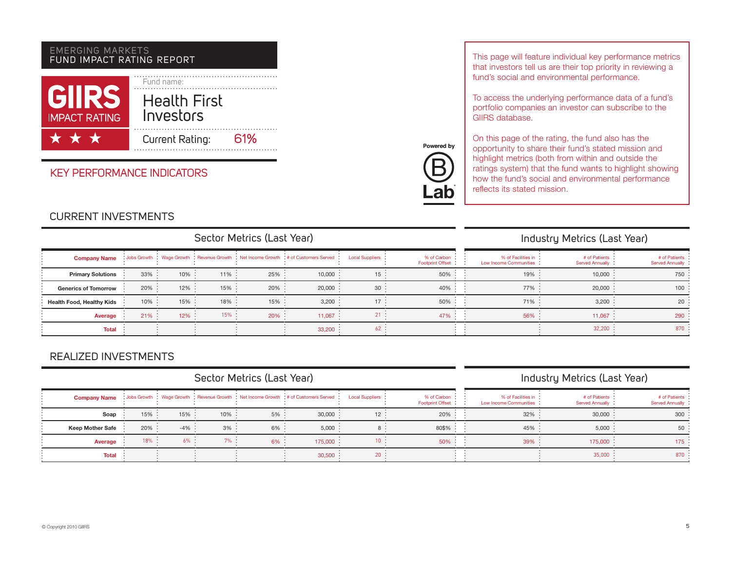EMERGING MARKETS
FUND IMPACT RATING REPORT

**GIIRS** IMPACT RATING

★ ★ ★

Fund name:

# Health First Investors

Current Rating: 61%

## KEY PERFORMANCE INDICATORS

Powered by B Lab

This page will feature individual key performance metrics that investors tell us are their top priority in reviewing a fund's social and environmental performance.

To access the underlying performance data of a fund's portfolio companies an investor can subscribe to the GIIRS database.

On this page of the rating, the fund also has the opportunity to share their fund's stated mission and highlight metrics (both from within and outside the ratings system) that the fund wants to highlight showing how the fund's social and environmental performance reflects its stated mission.

### CURRENT INVESTMENTS

| | Sector Metrics (Last Year) | | | | | | | Industry Metrics (Last Year) | | |
|---|---|---|---|---|---|---|---|---|---|---|
| **Company Name** | Jobs Growth | Wage Growth | Revenue Growth | Net Income Growth | # of Customers Served | Local Suppliers | % of Carbon Footprint Offset | % of Facilities in Low Income Communities | # of Patients Served Annually | # of Patients Served Annually |
| **Primary Solutions** | 33% | 10% | 11% | 25% | 10,000 | 15 | 50% | 19% | 10,000 | 750 |
| **Generics of Tomorrow** | 20% | 12% | 15% | 20% | 20,000 | 30 | 40% | 77% | 20,000 | 100 |
| **Health Food, Healthy Kids** | 10% | 15% | 18% | 15% | 3,200 | 17 | 50% | 71% | 3,200 | 20 |
| **Average** | 21% | 12% | 15% | 20% | 11,067 | 21 | 47% | 56% | 11,067 | 290 |
| **Total** | | | | | 33,200 | 62 | | | 32,200 | 870 |

### REALIZED INVESTMENTS

| | Sector Metrics (Last Year) | | | | | | | Industry Metrics (Last Year) | | |
|---|---|---|---|---|---|---|---|---|---|---|
| **Company Name** | Jobs Growth | Wage Growth | Revenue Growth | Net Income Growth | # of Customers Served | Local Suppliers | % of Carbon Footprint Offset | % of Facilities in Low Income Communities | # of Patients Served Annually | # of Patients Served Annually |
| **Soap** | 15% | 15% | 10% | 5% | 30,000 | 12 | 20% | 32% | 30,000 | 300 |
| **Keep Mother Safe** | 20% | -4% | 3% | 6% | 5,000 | 8 | 80$% | 45% | 5,000 | 50 |
| **Average** | 18% | 6% | 7% | 6% | 175,000 | 10 | 50% | 39% | 175,000 | 175 |
| **Total** | | | | | 30,500 | 20 | | | 35,000 | 870 |

© Copyright 2010 GIIRS